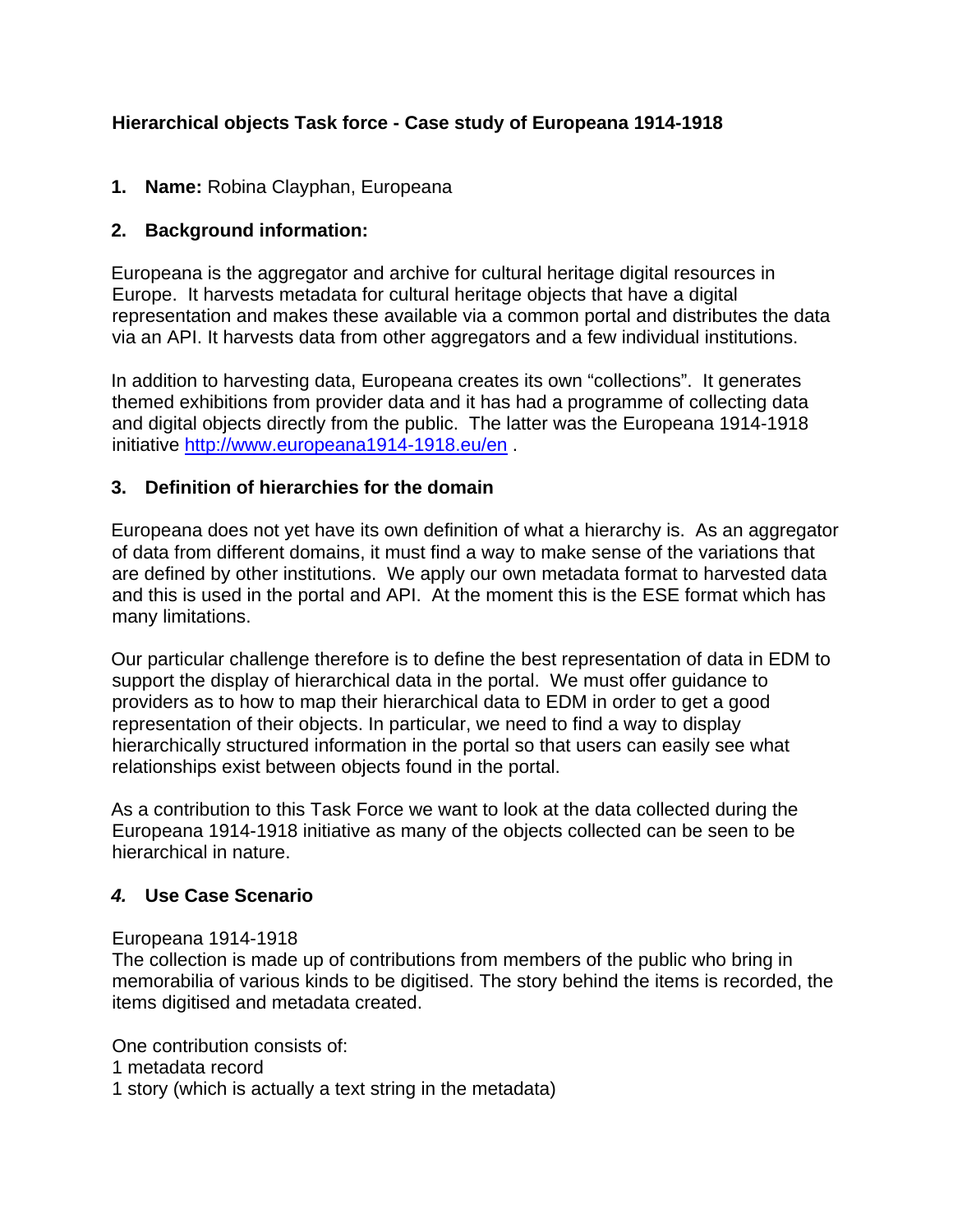**Hierarchical objects Task force - Case study of Europeana 1914-1918**

1. **Name:** Robina Clayphan, Europeana

2. **Background information:**

Europeana is the aggregator and archive for cultural heritage digital resources in Europe. It harvests metadata for cultural heritage objects that have a digital representation and makes these available via a common portal and distributes the data via an API. It harvests data from other aggregators and a few individual institutions.

In addition to harvesting data, Europeana creates its own "collections". It generates themed exhibitions from provider data and it has had a programme of collecting data and digital objects directly from the public. The latter was the Europeana 1914-1918 initiative http://www.europeana1914-1918.eu/en .

3. **Definition of hierarchies for the domain**

Europeana does not yet have its own definition of what a hierarchy is. As an aggregator of data from different domains, it must find a way to make sense of the variations that are defined by other institutions. We apply our own metadata format to harvested data and this is used in the portal and API. At the moment this is the ESE format which has many limitations.

Our particular challenge therefore is to define the best representation of data in EDM to support the display of hierarchical data in the portal. We must offer guidance to providers as to how to map their hierarchical data to EDM in order to get a good representation of their objects. In particular, we need to find a way to display hierarchically structured information in the portal so that users can easily see what relationships exist between objects found in the portal.

As a contribution to this Task Force we want to look at the data collected during the Europeana 1914-1918 initiative as many of the objects collected can be seen to be hierarchical in nature.

4. ***Use Case Scenario***

Europeana 1914-1918
The collection is made up of contributions from members of the public who bring in memorabilia of various kinds to be digitised. The story behind the items is recorded, the items digitised and metadata created.

One contribution consists of:
1 metadata record
1 story (which is actually a text string in the metadata)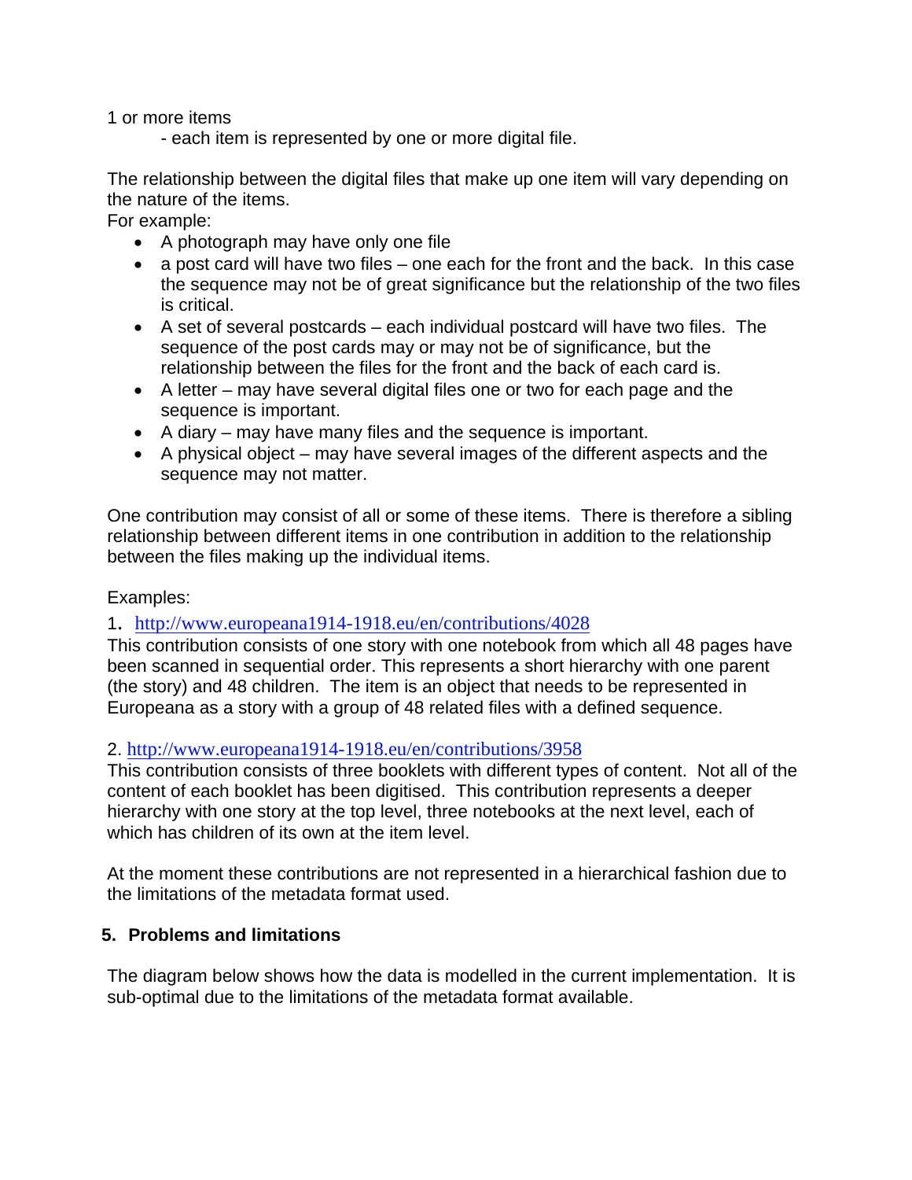1 or more items

- each item is represented by one or more digital file.

The relationship between the digital files that make up one item will vary depending on the nature of the items.

For example:

- A photograph may have only one file
- a post card will have two files – one each for the front and the back. In this case the sequence may not be of great significance but the relationship of the two files is critical.
- A set of several postcards – each individual postcard will have two files. The sequence of the post cards may or may not be of significance, but the relationship between the files for the front and the back of each card is.
- A letter – may have several digital files one or two for each page and the sequence is important.
- A diary – may have many files and the sequence is important.
- A physical object – may have several images of the different aspects and the sequence may not matter.

One contribution may consist of all or some of these items. There is therefore a sibling relationship between different items in one contribution in addition to the relationship between the files making up the individual items.

Examples:

1. http://www.europeana1914-1918.eu/en/contributions/4028

This contribution consists of one story with one notebook from which all 48 pages have been scanned in sequential order. This represents a short hierarchy with one parent (the story) and 48 children. The item is an object that needs to be represented in Europeana as a story with a group of 48 related files with a defined sequence.

2. http://www.europeana1914-1918.eu/en/contributions/3958

This contribution consists of three booklets with different types of content. Not all of the content of each booklet has been digitised. This contribution represents a deeper hierarchy with one story at the top level, three notebooks at the next level, each of which has children of its own at the item level.

At the moment these contributions are not represented in a hierarchical fashion due to the limitations of the metadata format used.

## 5. Problems and limitations

The diagram below shows how the data is modelled in the current implementation. It is sub-optimal due to the limitations of the metadata format available.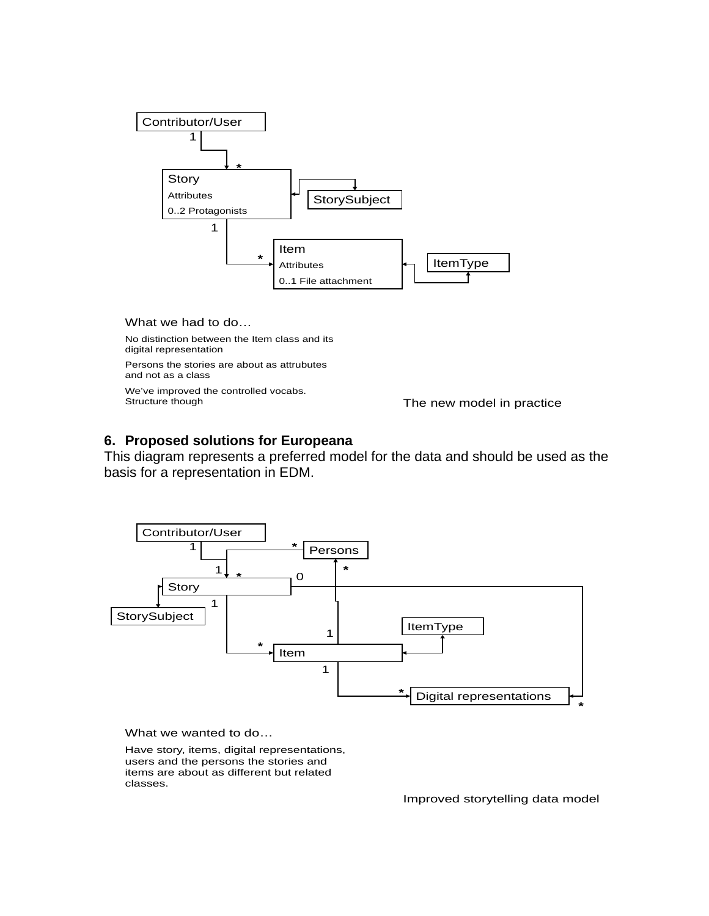Contributor/User

1

*

Story

Attributes

0..2 Protagonists

StorySubject

1

*

Item

Attributes

0..1 File attachment

ItemType

What we had to do…

No distinction between the Item class and its digital representation

Persons the stories are about as attrubutes and not as a class

We've improved the controlled vocabs. Structure though

The new model in practice

## 6. Proposed solutions for Europeana

This diagram represents a preferred model for the data and should be used as the basis for a representation in EDM.

Contributor/User

1

*

Persons

1

*

*

0

Story

StorySubject

1

ItemType

1

*

Item

1

*

Digital representations

*

What we wanted to do…

Have story, items, digital representations, users and the persons the stories and items are about as different but related classes.

Improved storytelling data model